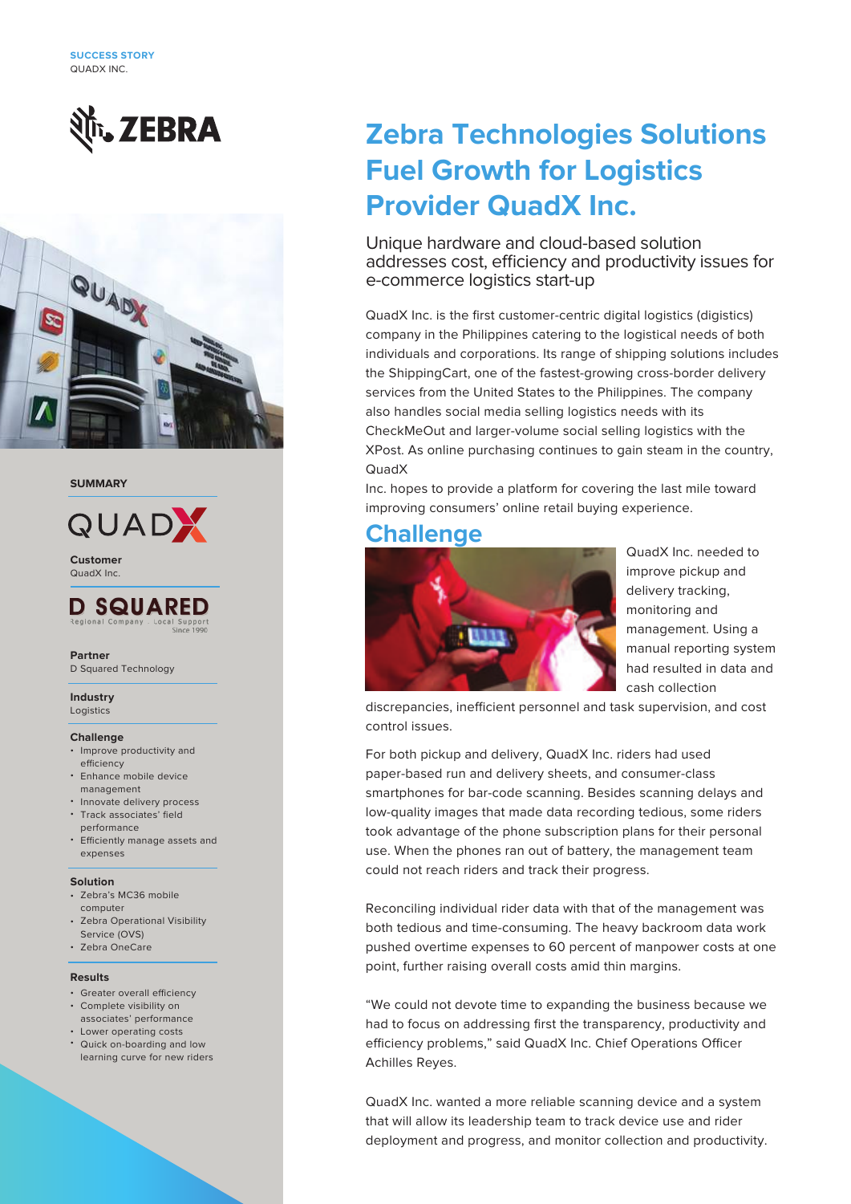SUCCESS STORY
QUADX INC.

# Zebra Technologies Solutions Fuel Growth for Logistics Provider QuadX Inc.

Unique hardware and cloud-based solution addresses cost, efficiency and productivity issues for e-commerce logistics start-up

QuadX Inc. is the first customer-centric digital logistics (digistics) company in the Philippines catering to the logistical needs of both individuals and corporations. Its range of shipping solutions includes the ShippingCart, one of the fastest-growing cross-border delivery services from the United States to the Philippines. The company also handles social media selling logistics needs with its CheckMeOut and larger-volume social selling logistics with the XPost. As online purchasing continues to gain steam in the country, QuadX Inc. hopes to provide a platform for covering the last mile toward improving consumers' online retail buying experience.

## Challenge

QuadX Inc. needed to improve pickup and delivery tracking, monitoring and management. Using a manual reporting system had resulted in data and cash collection discrepancies, inefficient personnel and task supervision, and cost control issues.

For both pickup and delivery, QuadX Inc. riders had used paper-based run and delivery sheets, and consumer-class smartphones for bar-code scanning. Besides scanning delays and low-quality images that made data recording tedious, some riders took advantage of the phone subscription plans for their personal use. When the phones ran out of battery, the management team could not reach riders and track their progress.

Reconciling individual rider data with that of the management was both tedious and time-consuming. The heavy backroom data work pushed overtime expenses to 60 percent of manpower costs at one point, further raising overall costs amid thin margins.

"We could not devote time to expanding the business because we had to focus on addressing first the transparency, productivity and efficiency problems," said QuadX Inc. Chief Operations Officer Achilles Reyes.

QuadX Inc. wanted a more reliable scanning device and a system that will allow its leadership team to track device use and rider deployment and progress, and monitor collection and productivity.

### SUMMARY

**Customer**
QuadX Inc.

**Partner**
D Squared Technology

**Industry**
Logistics

**Challenge**
- Improve productivity and efficiency
- Enhance mobile device management
- Innovate delivery process
- Track associates' field performance
- Efficiently manage assets and expenses

**Solution**
- Zebra's MC36 mobile computer
- Zebra Operational Visibility Service (OVS)
- Zebra OneCare

**Results**
- Greater overall efficiency
- Complete visibility on associates' performance
- Lower operating costs
- Quick on-boarding and low learning curve for new riders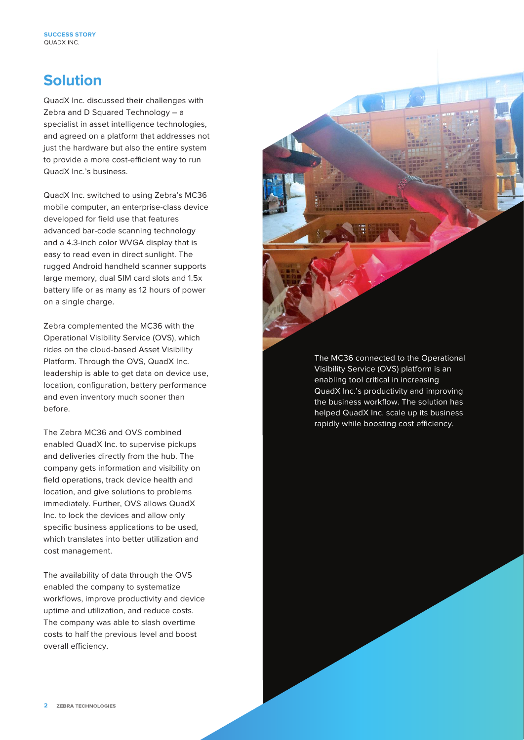## Solution

QuadX Inc. discussed their challenges with Zebra and D Squared Technology – a specialist in asset intelligence technologies, and agreed on a platform that addresses not just the hardware but also the entire system to provide a more cost-efficient way to run QuadX Inc.'s business.

QuadX Inc. switched to using Zebra's MC36 mobile computer, an enterprise-class device developed for field use that features advanced bar-code scanning technology and a 4.3-inch color WVGA display that is easy to read even in direct sunlight. The rugged Android handheld scanner supports large memory, dual SIM card slots and 1.5x battery life or as many as 12 hours of power on a single charge.

Zebra complemented the MC36 with the Operational Visibility Service (OVS), which rides on the cloud-based Asset Visibility Platform. Through the OVS, QuadX Inc. leadership is able to get data on device use, location, configuration, battery performance and even inventory much sooner than before.

The Zebra MC36 and OVS combined enabled QuadX Inc. to supervise pickups and deliveries directly from the hub. The company gets information and visibility on field operations, track device health and location, and give solutions to problems immediately. Further, OVS allows QuadX Inc. to lock the devices and allow only specific business applications to be used, which translates into better utilization and cost management.

The availability of data through the OVS enabled the company to systematize workflows, improve productivity and device uptime and utilization, and reduce costs. The company was able to slash overtime costs to half the previous level and boost overall efficiency.

The MC36 connected to the Operational Visibility Service (OVS) platform is an enabling tool critical in increasing QuadX Inc.'s productivity and improving the business workflow. The solution has helped QuadX Inc. scale up its business rapidly while boosting cost efficiency.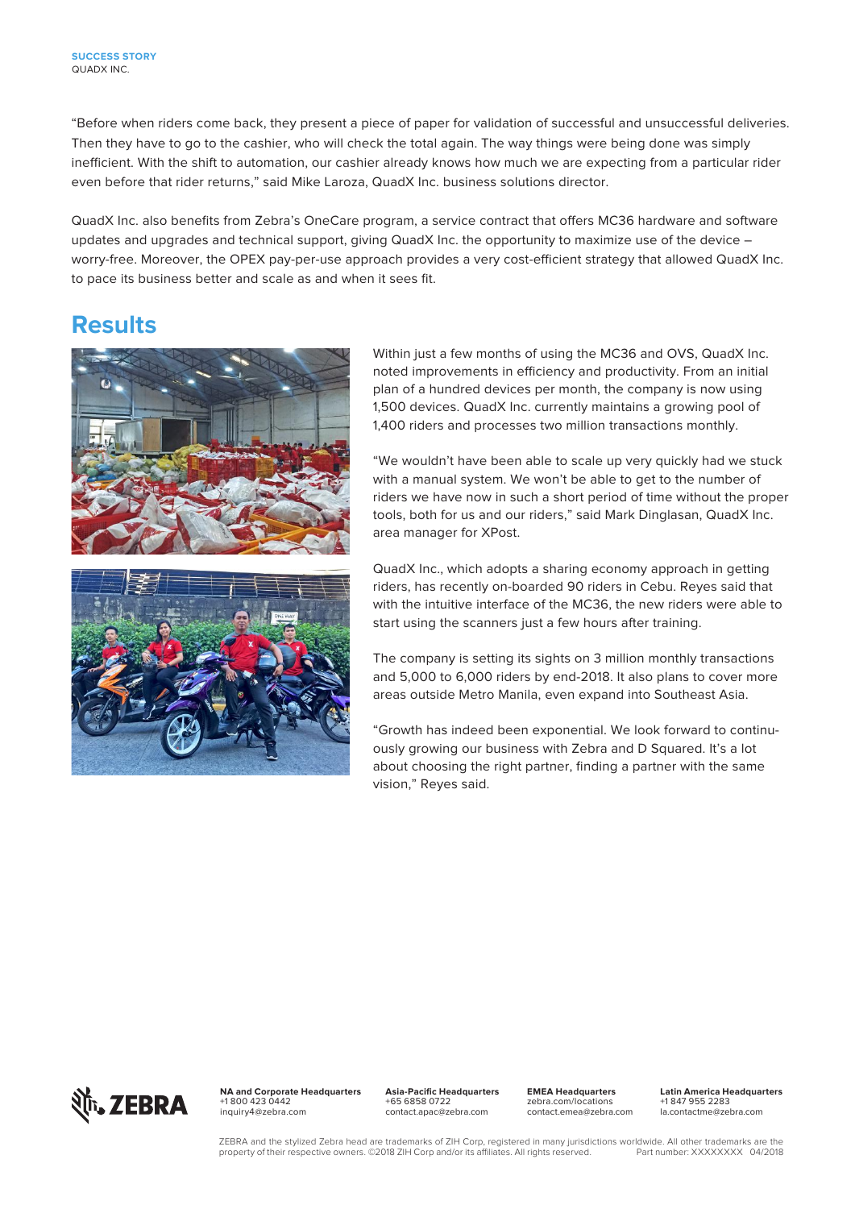"Before when riders come back, they present a piece of paper for validation of successful and unsuccessful deliveries. Then they have to go to the cashier, who will check the total again. The way things were being done was simply inefficient. With the shift to automation, our cashier already knows how much we are expecting from a particular rider even before that rider returns," said Mike Laroza, QuadX Inc. business solutions director.

QuadX Inc. also benefits from Zebra's OneCare program, a service contract that offers MC36 hardware and software updates and upgrades and technical support, giving QuadX Inc. the opportunity to maximize use of the device – worry-free. Moreover, the OPEX pay-per-use approach provides a very cost-efficient strategy that allowed QuadX Inc. to pace its business better and scale as and when it sees fit.

## Results

Within just a few months of using the MC36 and OVS, QuadX Inc. noted improvements in efficiency and productivity. From an initial plan of a hundred devices per month, the company is now using 1,500 devices. QuadX Inc. currently maintains a growing pool of 1,400 riders and processes two million transactions monthly.

"We wouldn't have been able to scale up very quickly had we stuck with a manual system. We won't be able to get to the number of riders we have now in such a short period of time without the proper tools, both for us and our riders," said Mark Dinglasan, QuadX Inc. area manager for XPost.

QuadX Inc., which adopts a sharing economy approach in getting riders, has recently on-boarded 90 riders in Cebu. Reyes said that with the intuitive interface of the MC36, the new riders were able to start using the scanners just a few hours after training.

The company is setting its sights on 3 million monthly transactions and 5,000 to 6,000 riders by end-2018. It also plans to cover more areas outside Metro Manila, even expand into Southeast Asia.

"Growth has indeed been exponential. We look forward to continuously growing our business with Zebra and D Squared. It's a lot about choosing the right partner, finding a partner with the same vision," Reyes said.

**NA and Corporate Headquarters**
+1 800 423 0442
inquiry4@zebra.com

**Asia-Pacific Headquarters**
+65 6858 0722
contact.apac@zebra.com

**EMEA Headquarters**
zebra.com/locations
contact.emea@zebra.com

**Latin America Headquarters**
+1 847 955 2283
la.contactme@zebra.com

ZEBRA and the stylized Zebra head are trademarks of ZIH Corp, registered in many jurisdictions worldwide. All other trademarks are the property of their respective owners. ©2018 ZIH Corp and/or its affiliates. All rights reserved. Part number: XXXXXXXX 04/2018